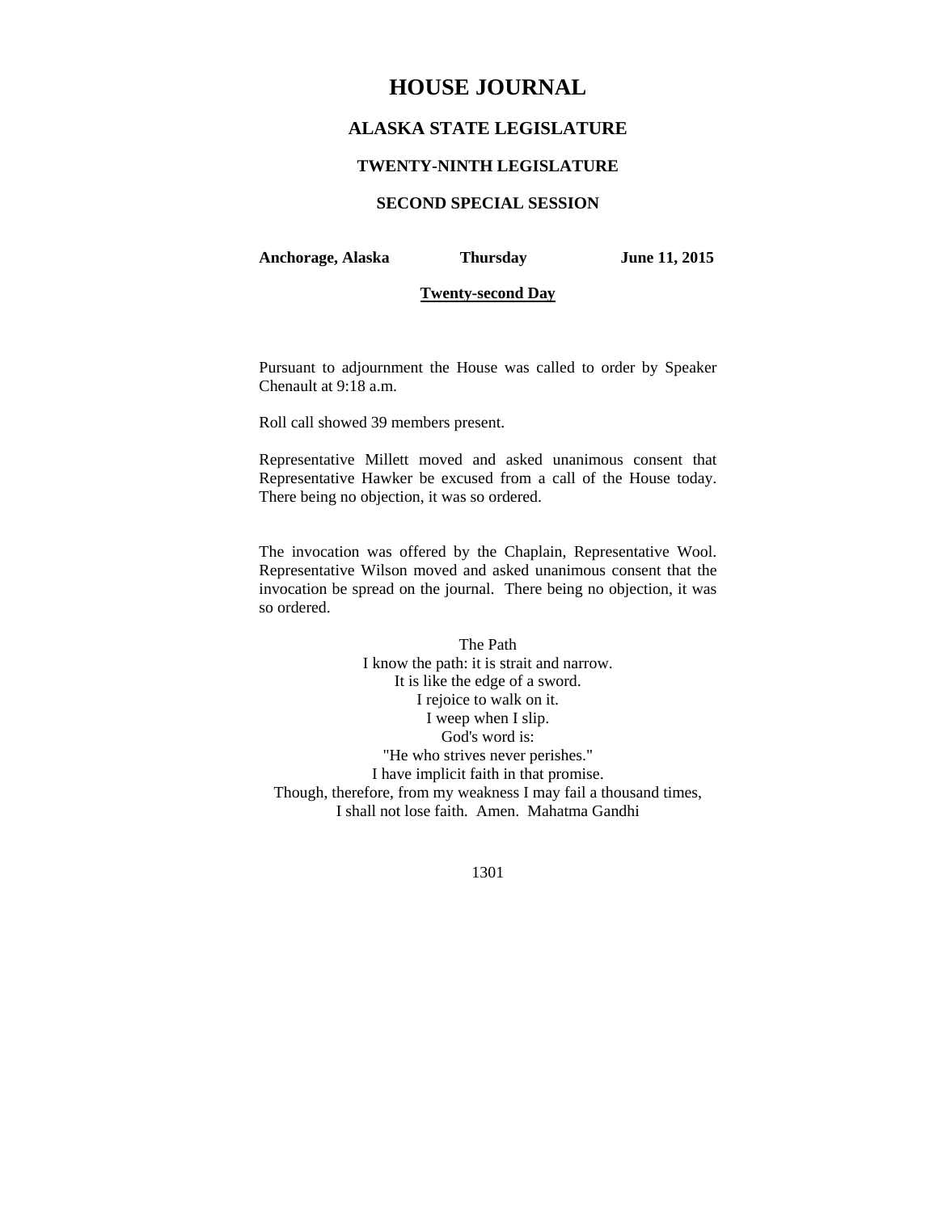# HOUSE JOURNAL

## ALASKA STATE LEGISLATURE

### TWENTY-NINTH LEGISLATURE

### SECOND SPECIAL SESSION

**Anchorage, Alaska** **Thursday** **June 11, 2015**

**Twenty-second Day**

Pursuant to adjournment the House was called to order by Speaker Chenault at 9:18 a.m.

Roll call showed 39 members present.

Representative Millett moved and asked unanimous consent that Representative Hawker be excused from a call of the House today. There being no objection, it was so ordered.

The invocation was offered by the Chaplain, Representative Wool. Representative Wilson moved and asked unanimous consent that the invocation be spread on the journal. There being no objection, it was so ordered.

The Path
I know the path: it is strait and narrow.
It is like the edge of a sword.
I rejoice to walk on it.
I weep when I slip.
God's word is:
"He who strives never perishes."
I have implicit faith in that promise.
Though, therefore, from my weakness I may fail a thousand times,
I shall not lose faith. Amen. Mahatma Gandhi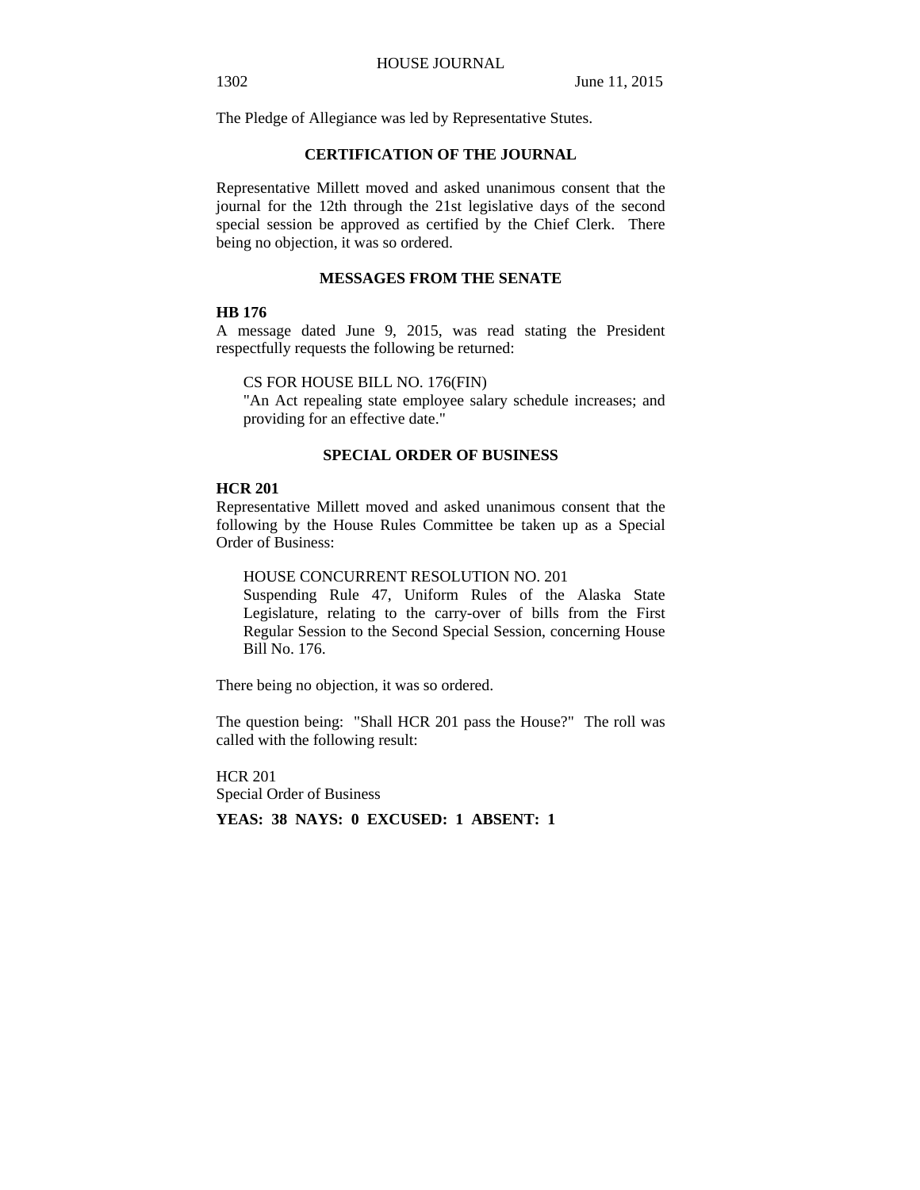The Pledge of Allegiance was led by Representative Stutes.

## CERTIFICATION OF THE JOURNAL

Representative Millett moved and asked unanimous consent that the journal for the 12th through the 21st legislative days of the second special session be approved as certified by the Chief Clerk. There being no objection, it was so ordered.

## MESSAGES FROM THE SENATE

**HB 176**

A message dated June 9, 2015, was read stating the President respectfully requests the following be returned:

> CS FOR HOUSE BILL NO. 176(FIN)
> "An Act repealing state employee salary schedule increases; and providing for an effective date."

## SPECIAL ORDER OF BUSINESS

**HCR 201**

Representative Millett moved and asked unanimous consent that the following by the House Rules Committee be taken up as a Special Order of Business:

> HOUSE CONCURRENT RESOLUTION NO. 201
> Suspending Rule 47, Uniform Rules of the Alaska State Legislature, relating to the carry-over of bills from the First Regular Session to the Second Special Session, concerning House Bill No. 176.

There being no objection, it was so ordered.

The question being: "Shall HCR 201 pass the House?" The roll was called with the following result:

HCR 201
Special Order of Business

**YEAS: 38 NAYS: 0 EXCUSED: 1 ABSENT: 1**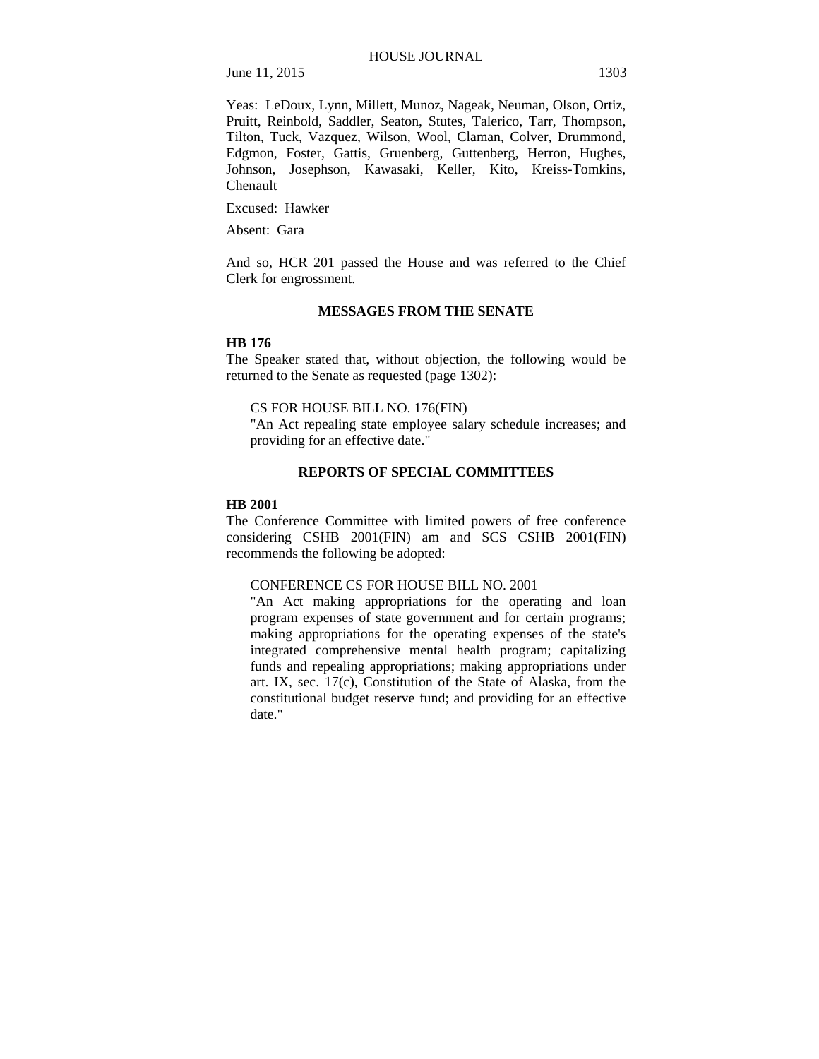Yeas: LeDoux, Lynn, Millett, Munoz, Nageak, Neuman, Olson, Ortiz, Pruitt, Reinbold, Saddler, Seaton, Stutes, Talerico, Tarr, Thompson, Tilton, Tuck, Vazquez, Wilson, Wool, Claman, Colver, Drummond, Edgmon, Foster, Gattis, Gruenberg, Guttenberg, Herron, Hughes, Johnson, Josephson, Kawasaki, Keller, Kito, Kreiss-Tomkins, Chenault

Excused: Hawker

Absent: Gara

And so, HCR 201 passed the House and was referred to the Chief Clerk for engrossment.

## MESSAGES FROM THE SENATE

**HB 176**

The Speaker stated that, without objection, the following would be returned to the Senate as requested (page 1302):

> CS FOR HOUSE BILL NO. 176(FIN)
> "An Act repealing state employee salary schedule increases; and providing for an effective date."

## REPORTS OF SPECIAL COMMITTEES

**HB 2001**

The Conference Committee with limited powers of free conference considering CSHB 2001(FIN) am and SCS CSHB 2001(FIN) recommends the following be adopted:

> CONFERENCE CS FOR HOUSE BILL NO. 2001
> "An Act making appropriations for the operating and loan program expenses of state government and for certain programs; making appropriations for the operating expenses of the state's integrated comprehensive mental health program; capitalizing funds and repealing appropriations; making appropriations under art. IX, sec. 17(c), Constitution of the State of Alaska, from the constitutional budget reserve fund; and providing for an effective date."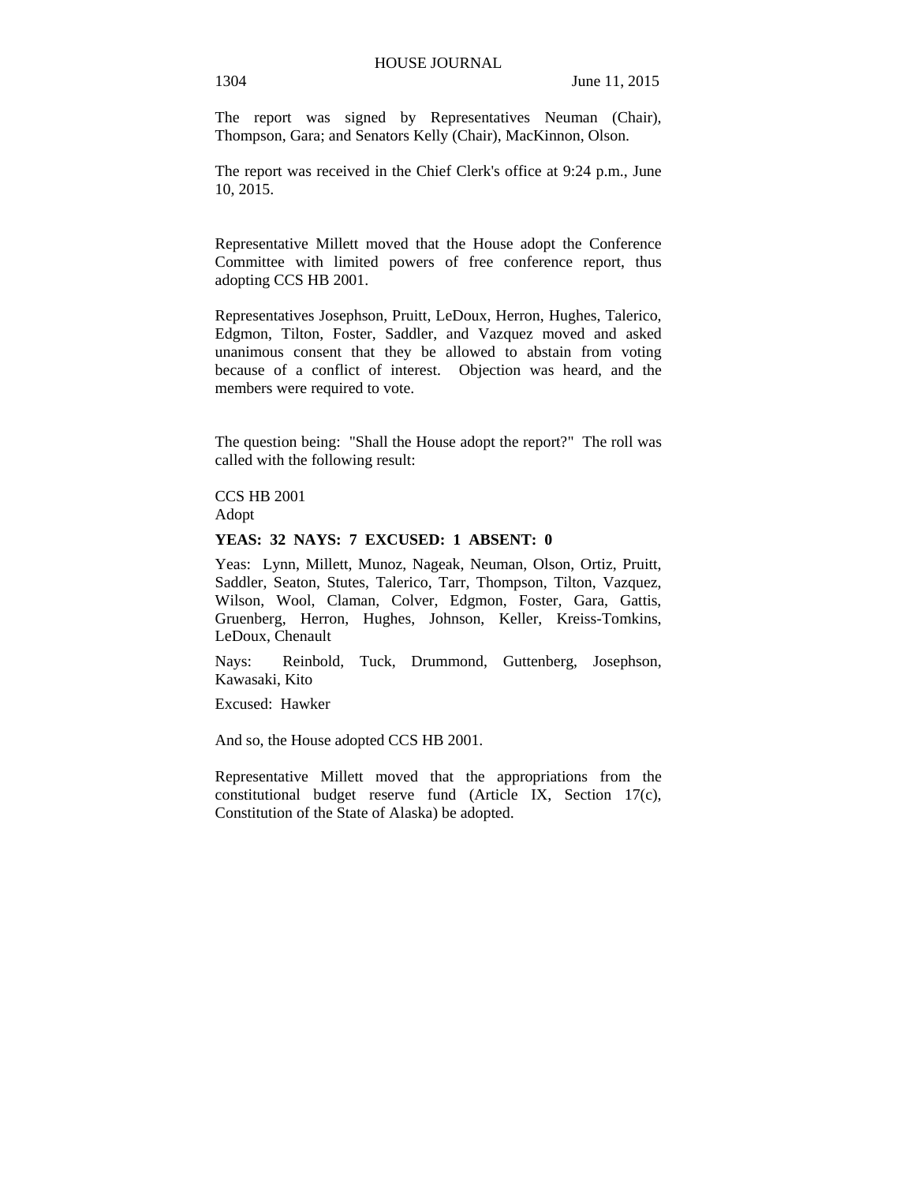The report was signed by Representatives Neuman (Chair), Thompson, Gara; and Senators Kelly (Chair), MacKinnon, Olson.

The report was received in the Chief Clerk's office at 9:24 p.m., June 10, 2015.

Representative Millett moved that the House adopt the Conference Committee with limited powers of free conference report, thus adopting CCS HB 2001.

Representatives Josephson, Pruitt, LeDoux, Herron, Hughes, Talerico, Edgmon, Tilton, Foster, Saddler, and Vazquez moved and asked unanimous consent that they be allowed to abstain from voting because of a conflict of interest. Objection was heard, and the members were required to vote.

The question being: "Shall the House adopt the report?" The roll was called with the following result:

CCS HB 2001
Adopt

**YEAS: 32 NAYS: 7 EXCUSED: 1 ABSENT: 0**

Yeas: Lynn, Millett, Munoz, Nageak, Neuman, Olson, Ortiz, Pruitt, Saddler, Seaton, Stutes, Talerico, Tarr, Thompson, Tilton, Vazquez, Wilson, Wool, Claman, Colver, Edgmon, Foster, Gara, Gattis, Gruenberg, Herron, Hughes, Johnson, Keller, Kreiss-Tomkins, LeDoux, Chenault

Nays: Reinbold, Tuck, Drummond, Guttenberg, Josephson, Kawasaki, Kito

Excused: Hawker

And so, the House adopted CCS HB 2001.

Representative Millett moved that the appropriations from the constitutional budget reserve fund (Article IX, Section 17(c), Constitution of the State of Alaska) be adopted.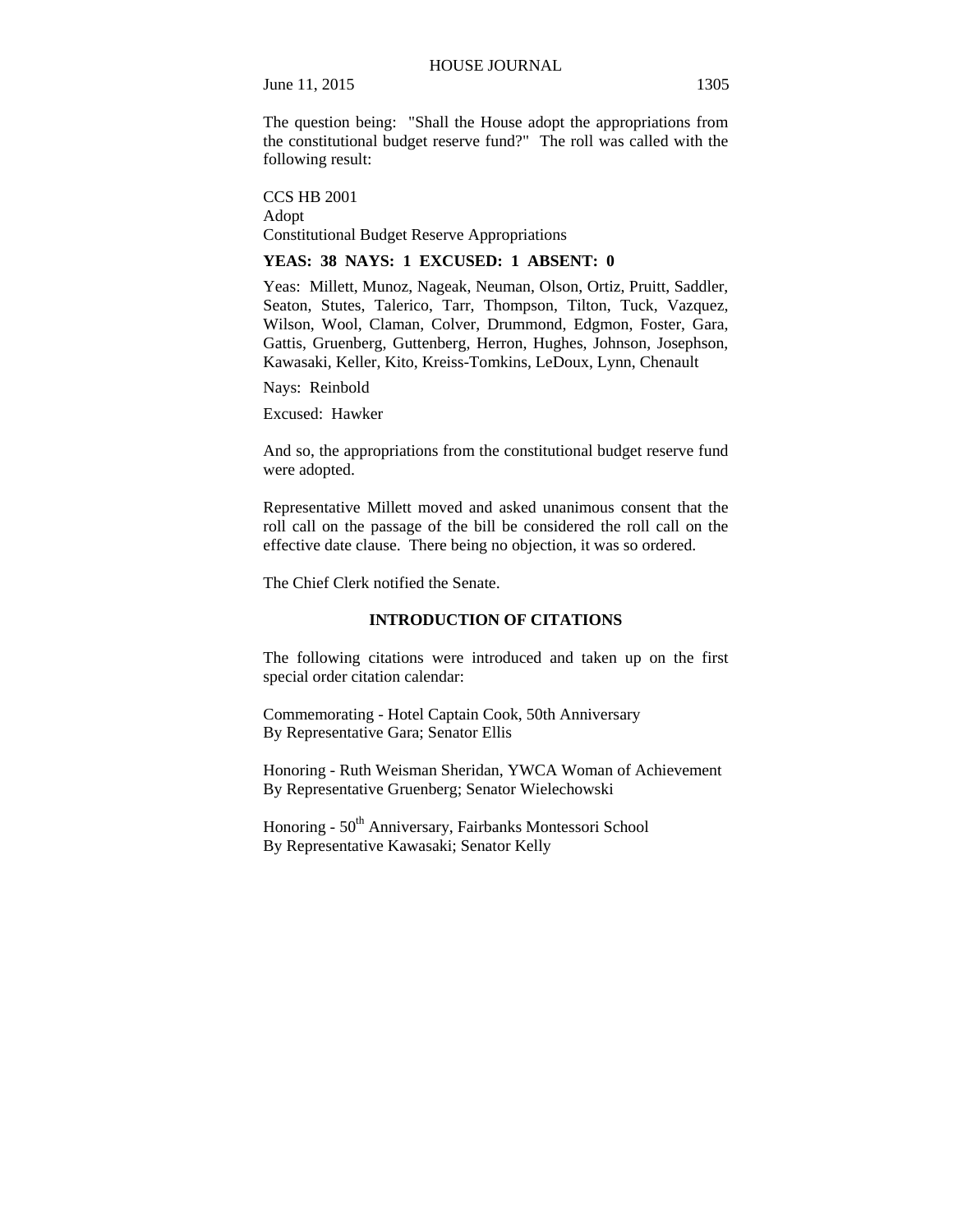The question being: "Shall the House adopt the appropriations from the constitutional budget reserve fund?" The roll was called with the following result:

CCS HB 2001
Adopt
Constitutional Budget Reserve Appropriations

**YEAS: 38 NAYS: 1 EXCUSED: 1 ABSENT: 0**

Yeas: Millett, Munoz, Nageak, Neuman, Olson, Ortiz, Pruitt, Saddler, Seaton, Stutes, Talerico, Tarr, Thompson, Tilton, Tuck, Vazquez, Wilson, Wool, Claman, Colver, Drummond, Edgmon, Foster, Gara, Gattis, Gruenberg, Guttenberg, Herron, Hughes, Johnson, Josephson, Kawasaki, Keller, Kito, Kreiss-Tomkins, LeDoux, Lynn, Chenault

Nays: Reinbold

Excused: Hawker

And so, the appropriations from the constitutional budget reserve fund were adopted.

Representative Millett moved and asked unanimous consent that the roll call on the passage of the bill be considered the roll call on the effective date clause. There being no objection, it was so ordered.

The Chief Clerk notified the Senate.

## INTRODUCTION OF CITATIONS

The following citations were introduced and taken up on the first special order citation calendar:

Commemorating - Hotel Captain Cook, 50th Anniversary
By Representative Gara; Senator Ellis

Honoring - Ruth Weisman Sheridan, YWCA Woman of Achievement
By Representative Gruenberg; Senator Wielechowski

Honoring - 50th Anniversary, Fairbanks Montessori School
By Representative Kawasaki; Senator Kelly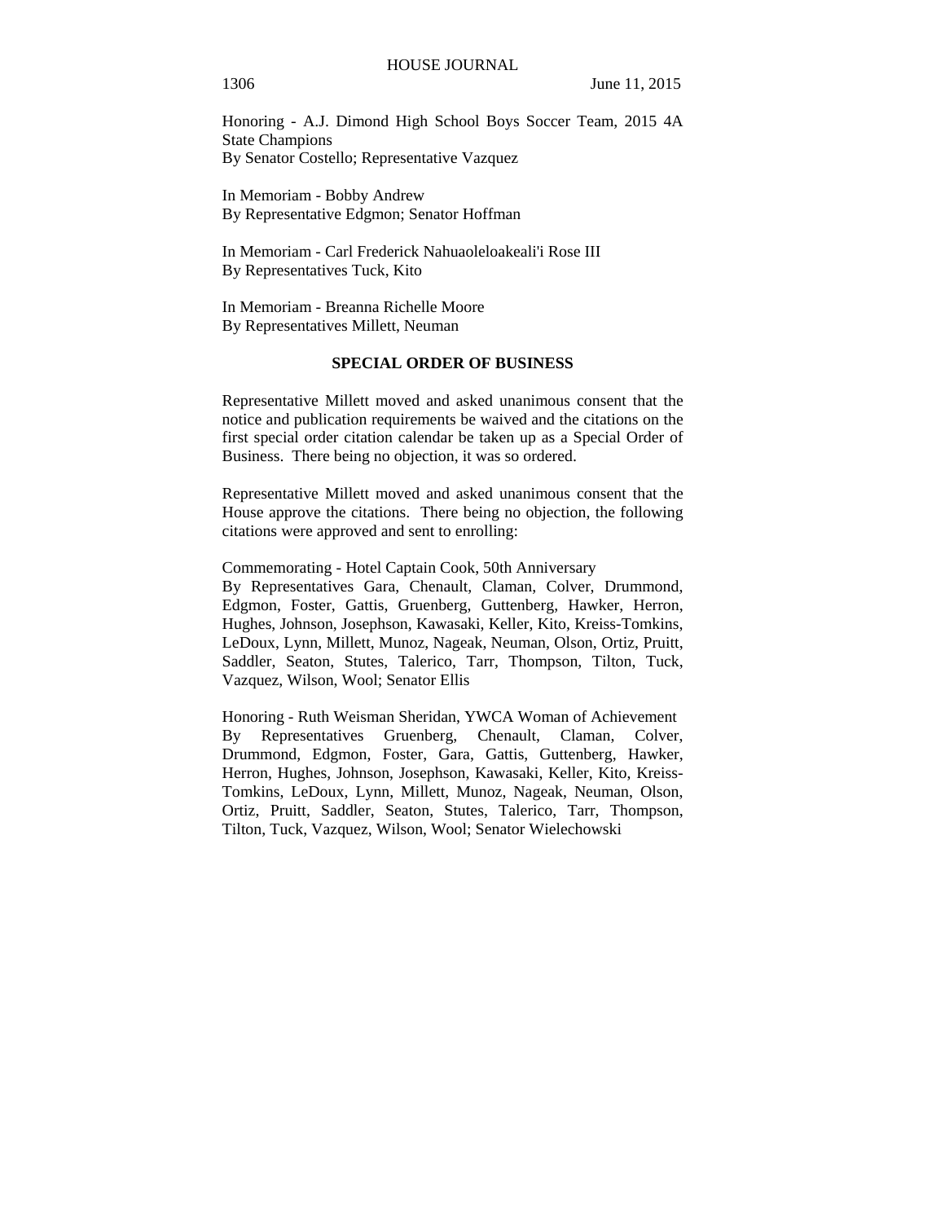Honoring - A.J. Dimond High School Boys Soccer Team, 2015 4A State Champions
By Senator Costello; Representative Vazquez

In Memoriam - Bobby Andrew
By Representative Edgmon; Senator Hoffman

In Memoriam - Carl Frederick Nahuaoleloakeali'i Rose III
By Representatives Tuck, Kito

In Memoriam - Breanna Richelle Moore
By Representatives Millett, Neuman

## SPECIAL ORDER OF BUSINESS

Representative Millett moved and asked unanimous consent that the notice and publication requirements be waived and the citations on the first special order citation calendar be taken up as a Special Order of Business. There being no objection, it was so ordered.

Representative Millett moved and asked unanimous consent that the House approve the citations. There being no objection, the following citations were approved and sent to enrolling:

Commemorating - Hotel Captain Cook, 50th Anniversary
By Representatives Gara, Chenault, Claman, Colver, Drummond, Edgmon, Foster, Gattis, Gruenberg, Guttenberg, Hawker, Herron, Hughes, Johnson, Josephson, Kawasaki, Keller, Kito, Kreiss-Tomkins, LeDoux, Lynn, Millett, Munoz, Nageak, Neuman, Olson, Ortiz, Pruitt, Saddler, Seaton, Stutes, Talerico, Tarr, Thompson, Tilton, Tuck, Vazquez, Wilson, Wool; Senator Ellis

Honoring - Ruth Weisman Sheridan, YWCA Woman of Achievement
By Representatives Gruenberg, Chenault, Claman, Colver, Drummond, Edgmon, Foster, Gara, Gattis, Guttenberg, Hawker, Herron, Hughes, Johnson, Josephson, Kawasaki, Keller, Kito, Kreiss-Tomkins, LeDoux, Lynn, Millett, Munoz, Nageak, Neuman, Olson, Ortiz, Pruitt, Saddler, Seaton, Stutes, Talerico, Tarr, Thompson, Tilton, Tuck, Vazquez, Wilson, Wool; Senator Wielechowski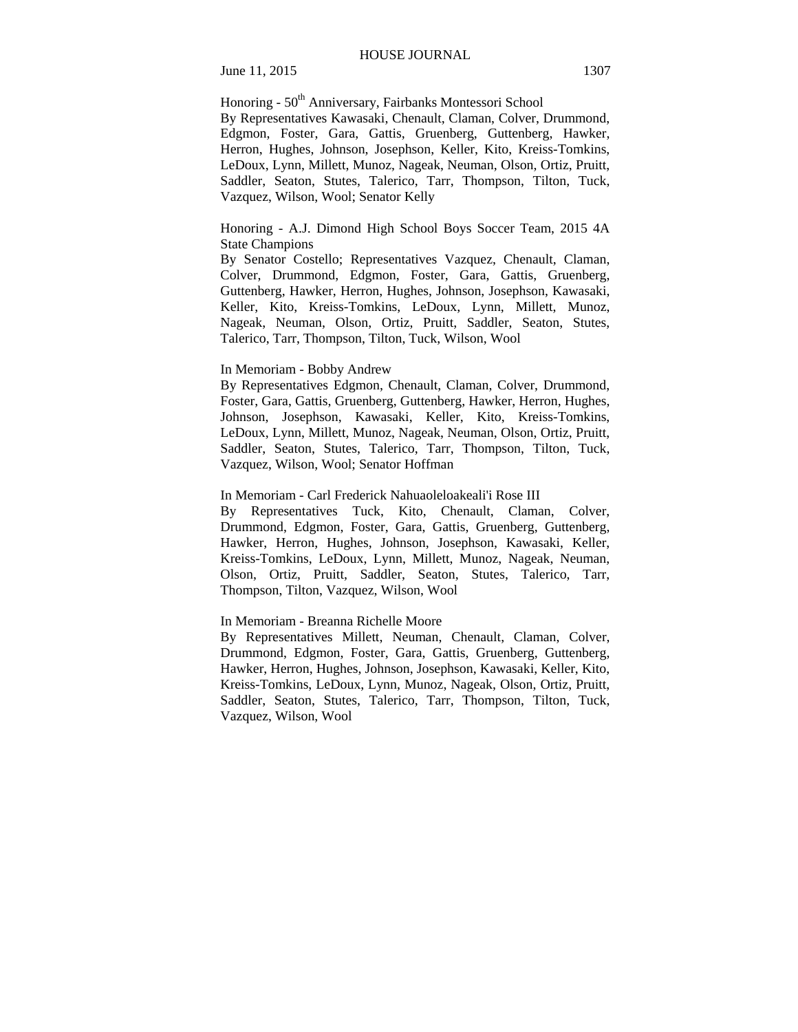Honoring - 50th Anniversary, Fairbanks Montessori School
By Representatives Kawasaki, Chenault, Claman, Colver, Drummond, Edgmon, Foster, Gara, Gattis, Gruenberg, Guttenberg, Hawker, Herron, Hughes, Johnson, Josephson, Keller, Kito, Kreiss-Tomkins, LeDoux, Lynn, Millett, Munoz, Nageak, Neuman, Olson, Ortiz, Pruitt, Saddler, Seaton, Stutes, Talerico, Tarr, Thompson, Tilton, Tuck, Vazquez, Wilson, Wool; Senator Kelly

Honoring - A.J. Dimond High School Boys Soccer Team, 2015 4A State Champions
By Senator Costello; Representatives Vazquez, Chenault, Claman, Colver, Drummond, Edgmon, Foster, Gara, Gattis, Gruenberg, Guttenberg, Hawker, Herron, Hughes, Johnson, Josephson, Kawasaki, Keller, Kito, Kreiss-Tomkins, LeDoux, Lynn, Millett, Munoz, Nageak, Neuman, Olson, Ortiz, Pruitt, Saddler, Seaton, Stutes, Talerico, Tarr, Thompson, Tilton, Tuck, Wilson, Wool

In Memoriam - Bobby Andrew
By Representatives Edgmon, Chenault, Claman, Colver, Drummond, Foster, Gara, Gattis, Gruenberg, Guttenberg, Hawker, Herron, Hughes, Johnson, Josephson, Kawasaki, Keller, Kito, Kreiss-Tomkins, LeDoux, Lynn, Millett, Munoz, Nageak, Neuman, Olson, Ortiz, Pruitt, Saddler, Seaton, Stutes, Talerico, Tarr, Thompson, Tilton, Tuck, Vazquez, Wilson, Wool; Senator Hoffman

In Memoriam - Carl Frederick Nahuaoleloakeali'i Rose III
By Representatives Tuck, Kito, Chenault, Claman, Colver, Drummond, Edgmon, Foster, Gara, Gattis, Gruenberg, Guttenberg, Hawker, Herron, Hughes, Johnson, Josephson, Kawasaki, Keller, Kreiss-Tomkins, LeDoux, Lynn, Millett, Munoz, Nageak, Neuman, Olson, Ortiz, Pruitt, Saddler, Seaton, Stutes, Talerico, Tarr, Thompson, Tilton, Vazquez, Wilson, Wool

In Memoriam - Breanna Richelle Moore
By Representatives Millett, Neuman, Chenault, Claman, Colver, Drummond, Edgmon, Foster, Gara, Gattis, Gruenberg, Guttenberg, Hawker, Herron, Hughes, Johnson, Josephson, Kawasaki, Keller, Kito, Kreiss-Tomkins, LeDoux, Lynn, Munoz, Nageak, Olson, Ortiz, Pruitt, Saddler, Seaton, Stutes, Talerico, Tarr, Thompson, Tilton, Tuck, Vazquez, Wilson, Wool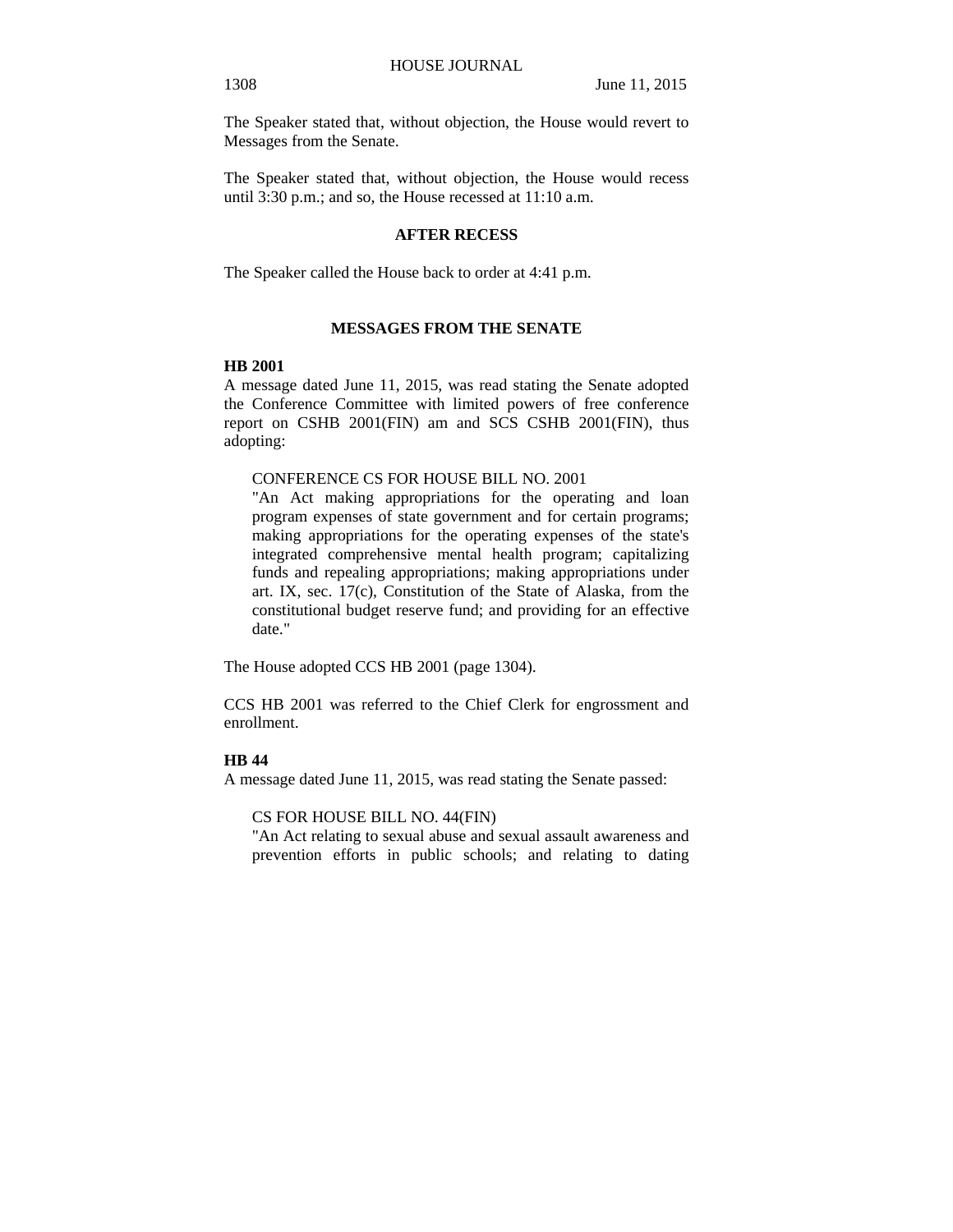The Speaker stated that, without objection, the House would revert to Messages from the Senate.

The Speaker stated that, without objection, the House would recess until 3:30 p.m.; and so, the House recessed at 11:10 a.m.

**AFTER RECESS**

The Speaker called the House back to order at 4:41 p.m.

**MESSAGES FROM THE SENATE**

**HB 2001**
A message dated June 11, 2015, was read stating the Senate adopted the Conference Committee with limited powers of free conference report on CSHB 2001(FIN) am and SCS CSHB 2001(FIN), thus adopting:

CONFERENCE CS FOR HOUSE BILL NO. 2001
"An Act making appropriations for the operating and loan program expenses of state government and for certain programs; making appropriations for the operating expenses of the state's integrated comprehensive mental health program; capitalizing funds and repealing appropriations; making appropriations under art. IX, sec. 17(c), Constitution of the State of Alaska, from the constitutional budget reserve fund; and providing for an effective date."

The House adopted CCS HB 2001 (page 1304).

CCS HB 2001 was referred to the Chief Clerk for engrossment and enrollment.

**HB 44**
A message dated June 11, 2015, was read stating the Senate passed:

CS FOR HOUSE BILL NO. 44(FIN)
"An Act relating to sexual abuse and sexual assault awareness and prevention efforts in public schools; and relating to dating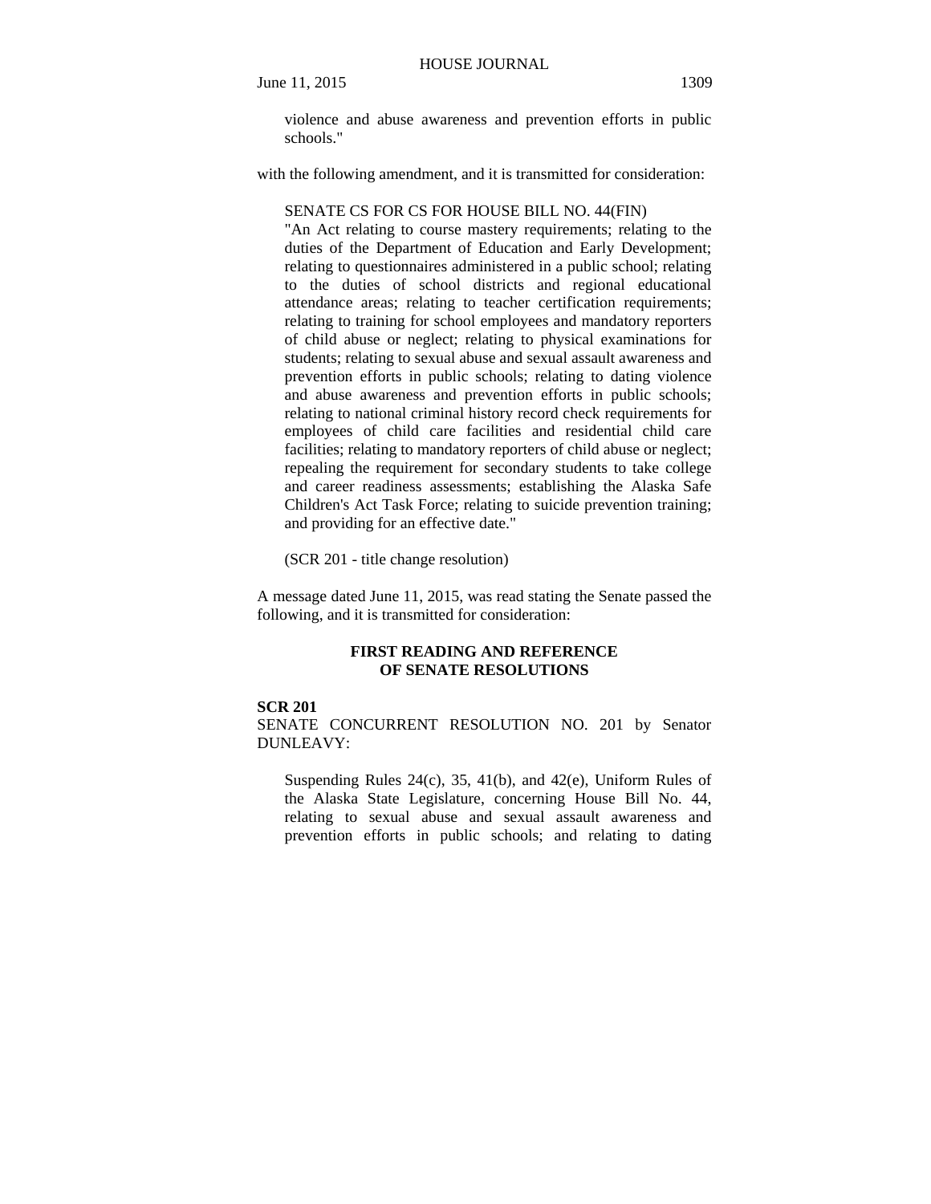violence and abuse awareness and prevention efforts in public schools."

with the following amendment, and it is transmitted for consideration:

SENATE CS FOR CS FOR HOUSE BILL NO. 44(FIN)
"An Act relating to course mastery requirements; relating to the duties of the Department of Education and Early Development; relating to questionnaires administered in a public school; relating to the duties of school districts and regional educational attendance areas; relating to teacher certification requirements; relating to training for school employees and mandatory reporters of child abuse or neglect; relating to physical examinations for students; relating to sexual abuse and sexual assault awareness and prevention efforts in public schools; relating to dating violence and abuse awareness and prevention efforts in public schools; relating to national criminal history record check requirements for employees of child care facilities and residential child care facilities; relating to mandatory reporters of child abuse or neglect; repealing the requirement for secondary students to take college and career readiness assessments; establishing the Alaska Safe Children's Act Task Force; relating to suicide prevention training; and providing for an effective date."

(SCR 201 - title change resolution)

A message dated June 11, 2015, was read stating the Senate passed the following, and it is transmitted for consideration:

## FIRST READING AND REFERENCE OF SENATE RESOLUTIONS

**SCR 201**
SENATE CONCURRENT RESOLUTION NO. 201 by Senator DUNLEAVY:

Suspending Rules 24(c), 35, 41(b), and 42(e), Uniform Rules of the Alaska State Legislature, concerning House Bill No. 44, relating to sexual abuse and sexual assault awareness and prevention efforts in public schools; and relating to dating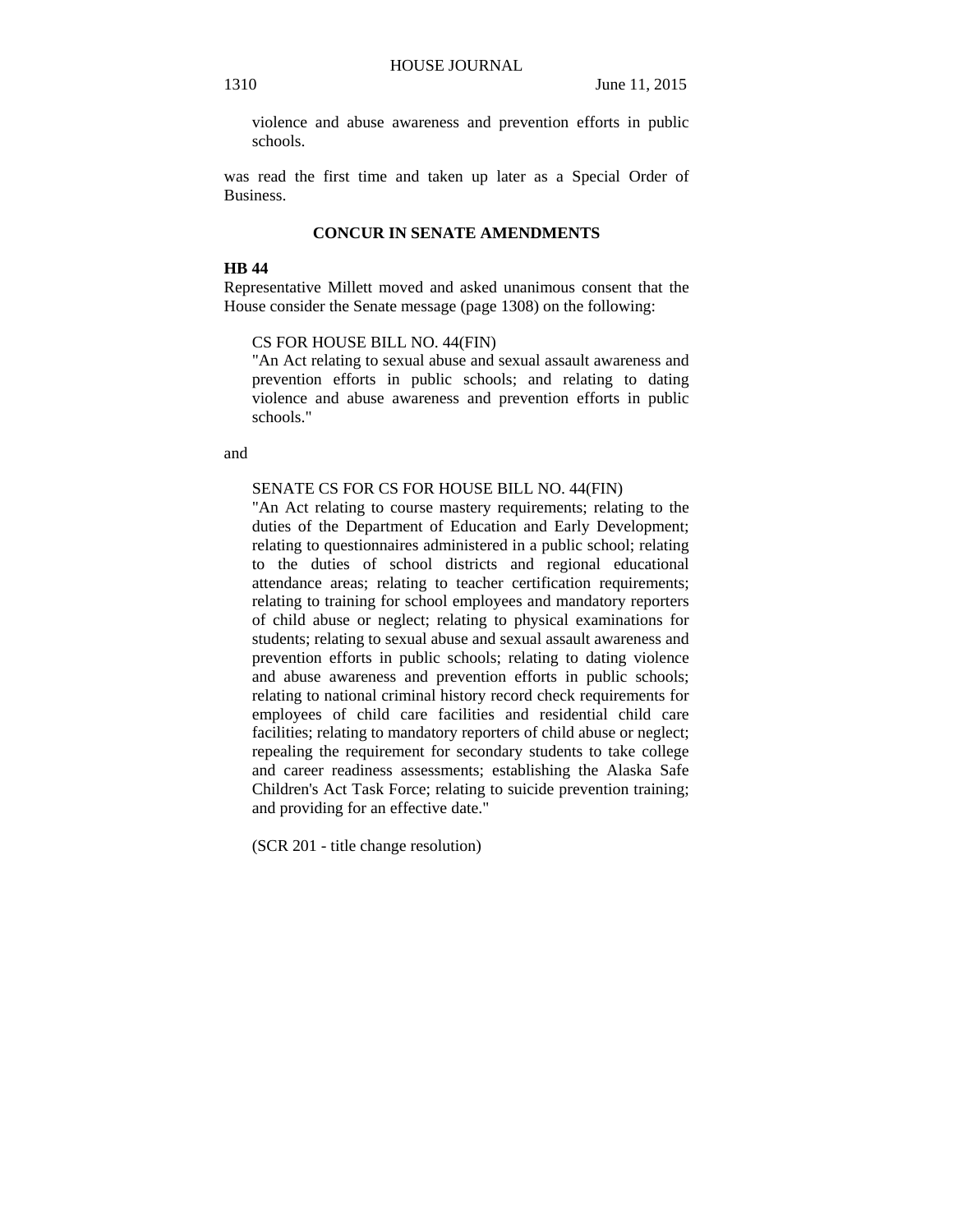violence and abuse awareness and prevention efforts in public schools.

was read the first time and taken up later as a Special Order of Business.

## CONCUR IN SENATE AMENDMENTS

**HB 44**

Representative Millett moved and asked unanimous consent that the House consider the Senate message (page 1308) on the following:

CS FOR HOUSE BILL NO. 44(FIN)
"An Act relating to sexual abuse and sexual assault awareness and prevention efforts in public schools; and relating to dating violence and abuse awareness and prevention efforts in public schools."

and

SENATE CS FOR CS FOR HOUSE BILL NO. 44(FIN)
"An Act relating to course mastery requirements; relating to the duties of the Department of Education and Early Development; relating to questionnaires administered in a public school; relating to the duties of school districts and regional educational attendance areas; relating to teacher certification requirements; relating to training for school employees and mandatory reporters of child abuse or neglect; relating to physical examinations for students; relating to sexual abuse and sexual assault awareness and prevention efforts in public schools; relating to dating violence and abuse awareness and prevention efforts in public schools; relating to national criminal history record check requirements for employees of child care facilities and residential child care facilities; relating to mandatory reporters of child abuse or neglect; repealing the requirement for secondary students to take college and career readiness assessments; establishing the Alaska Safe Children's Act Task Force; relating to suicide prevention training; and providing for an effective date."

(SCR 201 - title change resolution)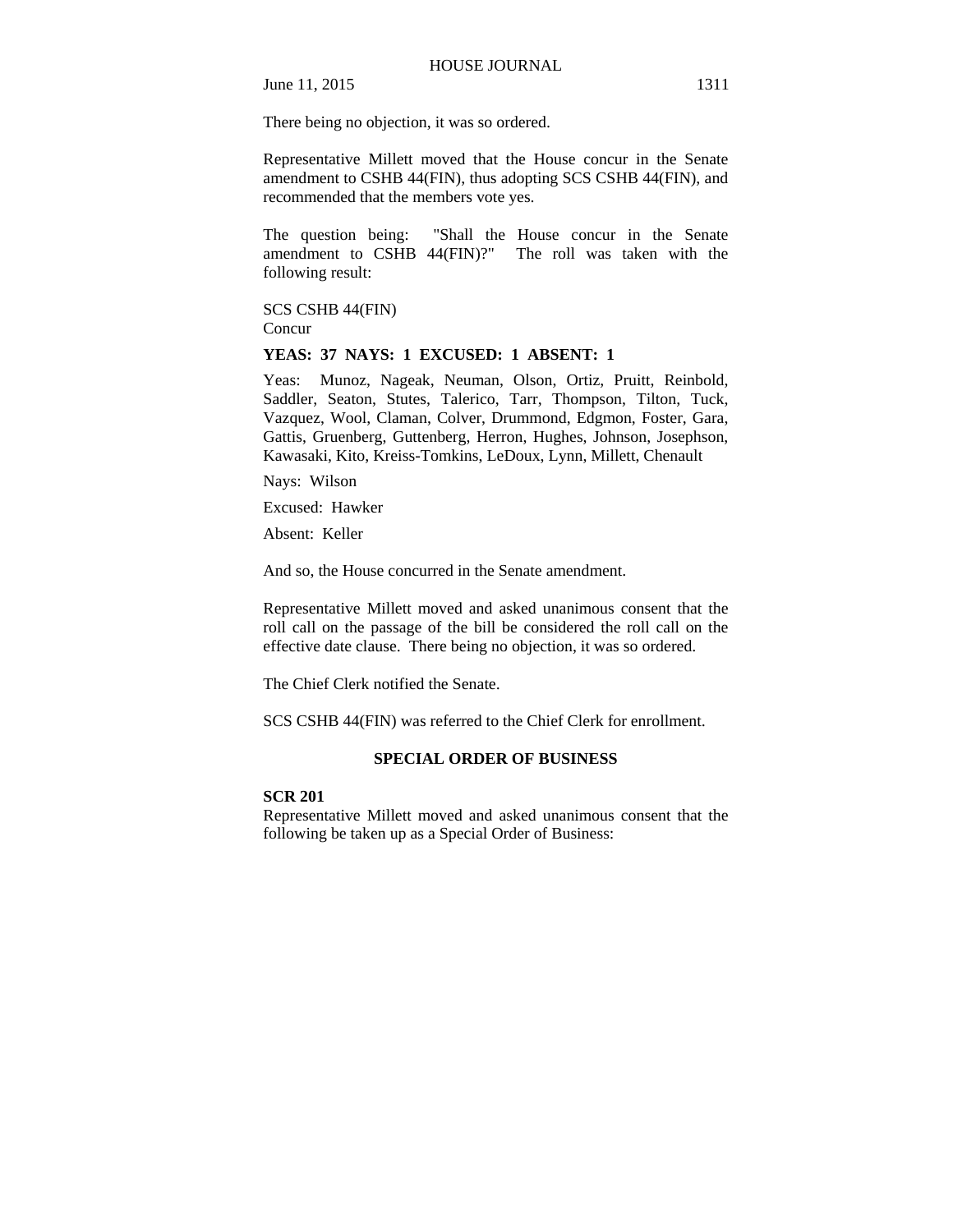There being no objection, it was so ordered.

Representative Millett moved that the House concur in the Senate amendment to CSHB 44(FIN), thus adopting SCS CSHB 44(FIN), and recommended that the members vote yes.

The question being: "Shall the House concur in the Senate amendment to CSHB 44(FIN)?" The roll was taken with the following result:

SCS CSHB 44(FIN)
Concur

**YEAS: 37 NAYS: 1 EXCUSED: 1 ABSENT: 1**

Yeas: Munoz, Nageak, Neuman, Olson, Ortiz, Pruitt, Reinbold, Saddler, Seaton, Stutes, Talerico, Tarr, Thompson, Tilton, Tuck, Vazquez, Wool, Claman, Colver, Drummond, Edgmon, Foster, Gara, Gattis, Gruenberg, Guttenberg, Herron, Hughes, Johnson, Josephson, Kawasaki, Kito, Kreiss-Tomkins, LeDoux, Lynn, Millett, Chenault

Nays: Wilson

Excused: Hawker

Absent: Keller

And so, the House concurred in the Senate amendment.

Representative Millett moved and asked unanimous consent that the roll call on the passage of the bill be considered the roll call on the effective date clause. There being no objection, it was so ordered.

The Chief Clerk notified the Senate.

SCS CSHB 44(FIN) was referred to the Chief Clerk for enrollment.

## SPECIAL ORDER OF BUSINESS

**SCR 201**
Representative Millett moved and asked unanimous consent that the following be taken up as a Special Order of Business: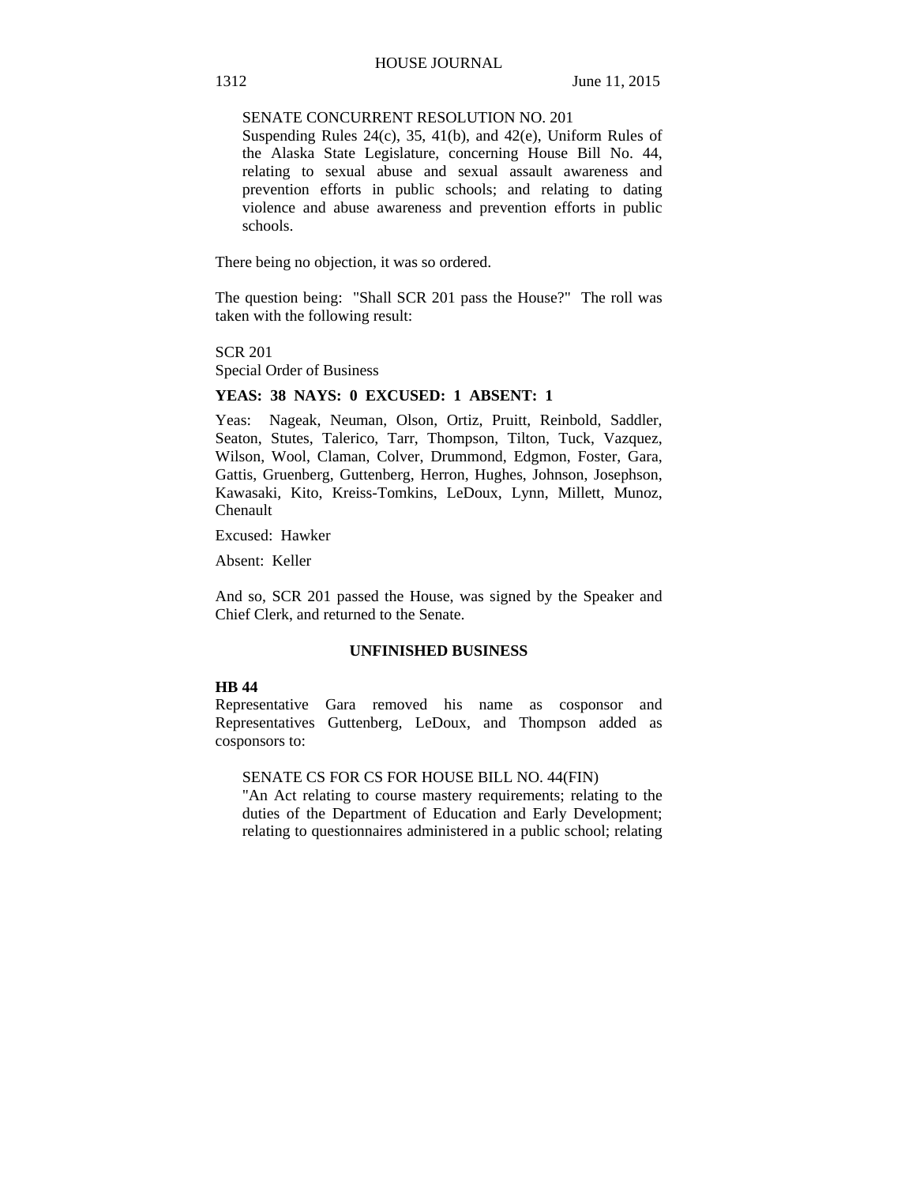SENATE CONCURRENT RESOLUTION NO. 201
Suspending Rules 24(c), 35, 41(b), and 42(e), Uniform Rules of the Alaska State Legislature, concerning House Bill No. 44, relating to sexual abuse and sexual assault awareness and prevention efforts in public schools; and relating to dating violence and abuse awareness and prevention efforts in public schools.

There being no objection, it was so ordered.

The question being: "Shall SCR 201 pass the House?" The roll was taken with the following result:

SCR 201
Special Order of Business

**YEAS: 38 NAYS: 0 EXCUSED: 1 ABSENT: 1**

Yeas: Nageak, Neuman, Olson, Ortiz, Pruitt, Reinbold, Saddler, Seaton, Stutes, Talerico, Tarr, Thompson, Tilton, Tuck, Vazquez, Wilson, Wool, Claman, Colver, Drummond, Edgmon, Foster, Gara, Gattis, Gruenberg, Guttenberg, Herron, Hughes, Johnson, Josephson, Kawasaki, Kito, Kreiss-Tomkins, LeDoux, Lynn, Millett, Munoz, Chenault

Excused: Hawker

Absent: Keller

And so, SCR 201 passed the House, was signed by the Speaker and Chief Clerk, and returned to the Senate.

## UNFINISHED BUSINESS

**HB 44**
Representative Gara removed his name as cosponsor and Representatives Guttenberg, LeDoux, and Thompson added as cosponsors to:

SENATE CS FOR CS FOR HOUSE BILL NO. 44(FIN)
"An Act relating to course mastery requirements; relating to the duties of the Department of Education and Early Development; relating to questionnaires administered in a public school; relating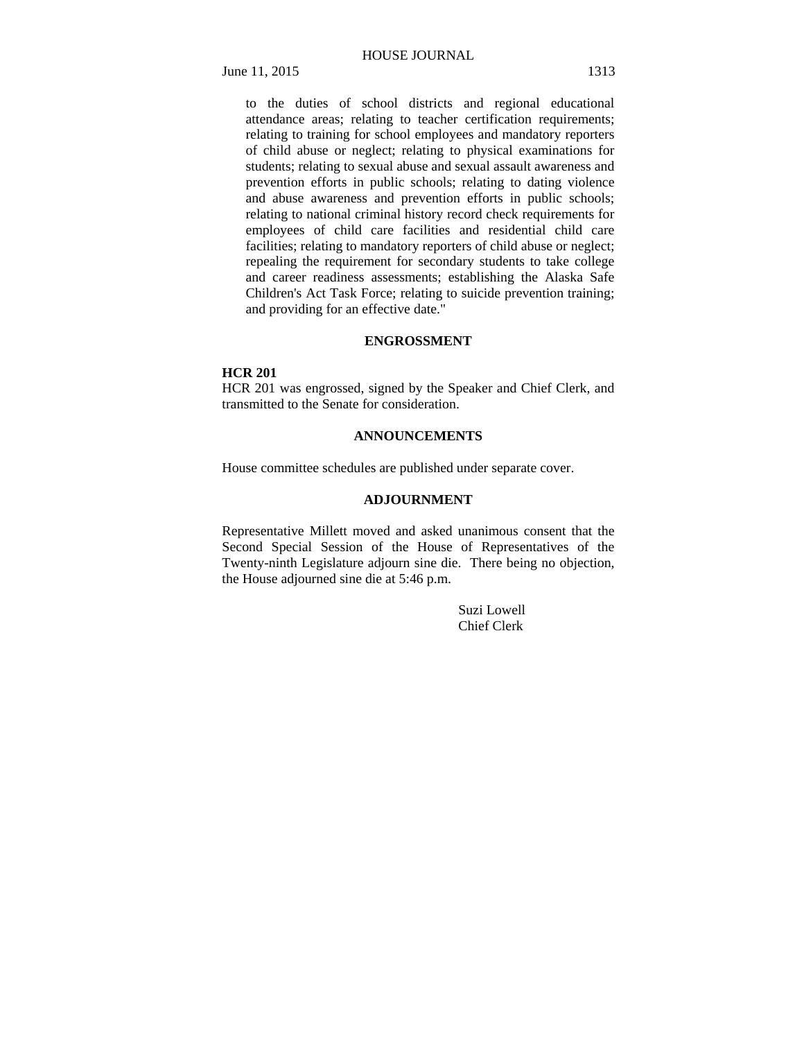to the duties of school districts and regional educational attendance areas; relating to teacher certification requirements; relating to training for school employees and mandatory reporters of child abuse or neglect; relating to physical examinations for students; relating to sexual abuse and sexual assault awareness and prevention efforts in public schools; relating to dating violence and abuse awareness and prevention efforts in public schools; relating to national criminal history record check requirements for employees of child care facilities and residential child care facilities; relating to mandatory reporters of child abuse or neglect; repealing the requirement for secondary students to take college and career readiness assessments; establishing the Alaska Safe Children's Act Task Force; relating to suicide prevention training; and providing for an effective date."

**ENGROSSMENT**

**HCR 201**

HCR 201 was engrossed, signed by the Speaker and Chief Clerk, and transmitted to the Senate for consideration.

**ANNOUNCEMENTS**

House committee schedules are published under separate cover.

**ADJOURNMENT**

Representative Millett moved and asked unanimous consent that the Second Special Session of the House of Representatives of the Twenty-ninth Legislature adjourn sine die. There being no objection, the House adjourned sine die at 5:46 p.m.

Suzi Lowell
Chief Clerk